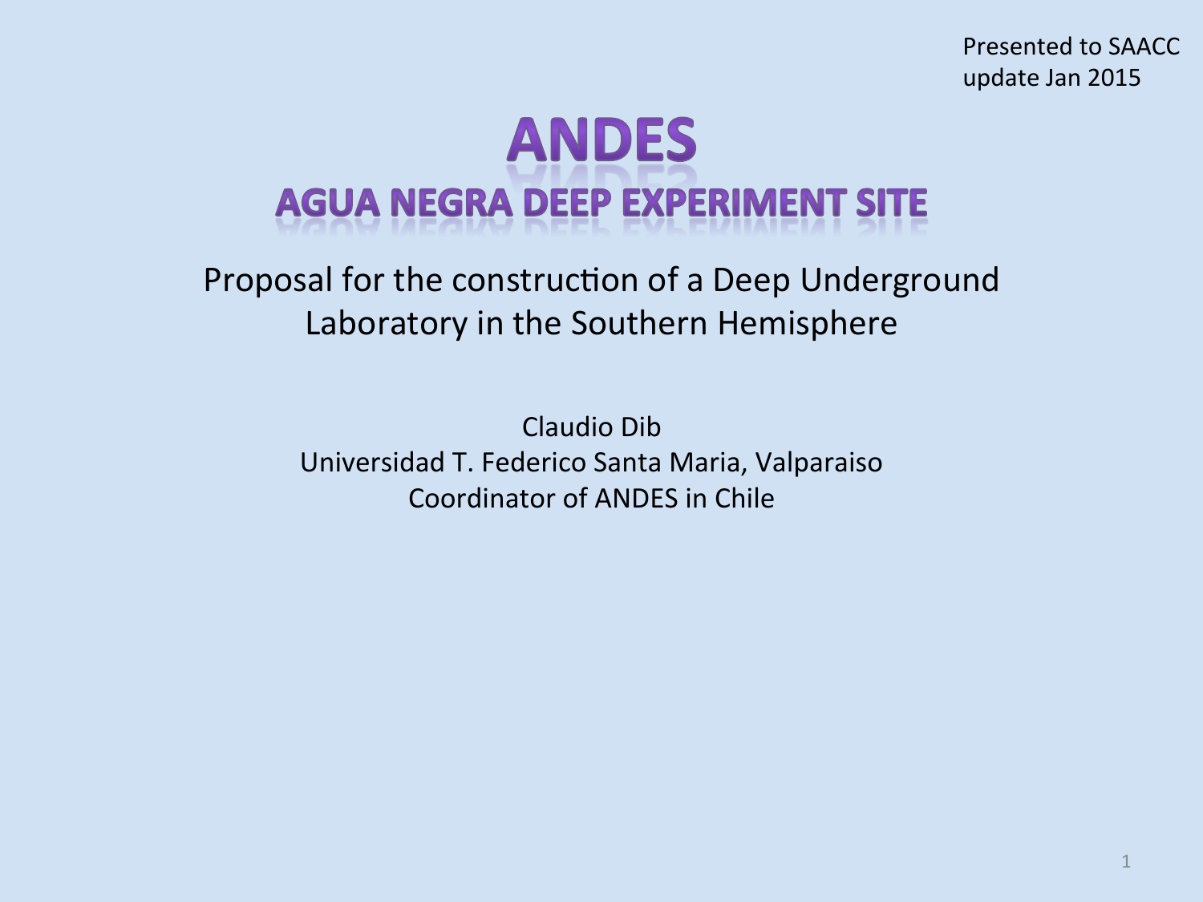Presented to SAACC
update Jan 2015

# ANDES

## AGUA NEGRA DEEP EXPERIMENT SITE

Proposal for the construction of a Deep Underground Laboratory in the Southern Hemisphere

Claudio Dib
Universidad T. Federico Santa Maria, Valparaiso
Coordinator of ANDES in Chile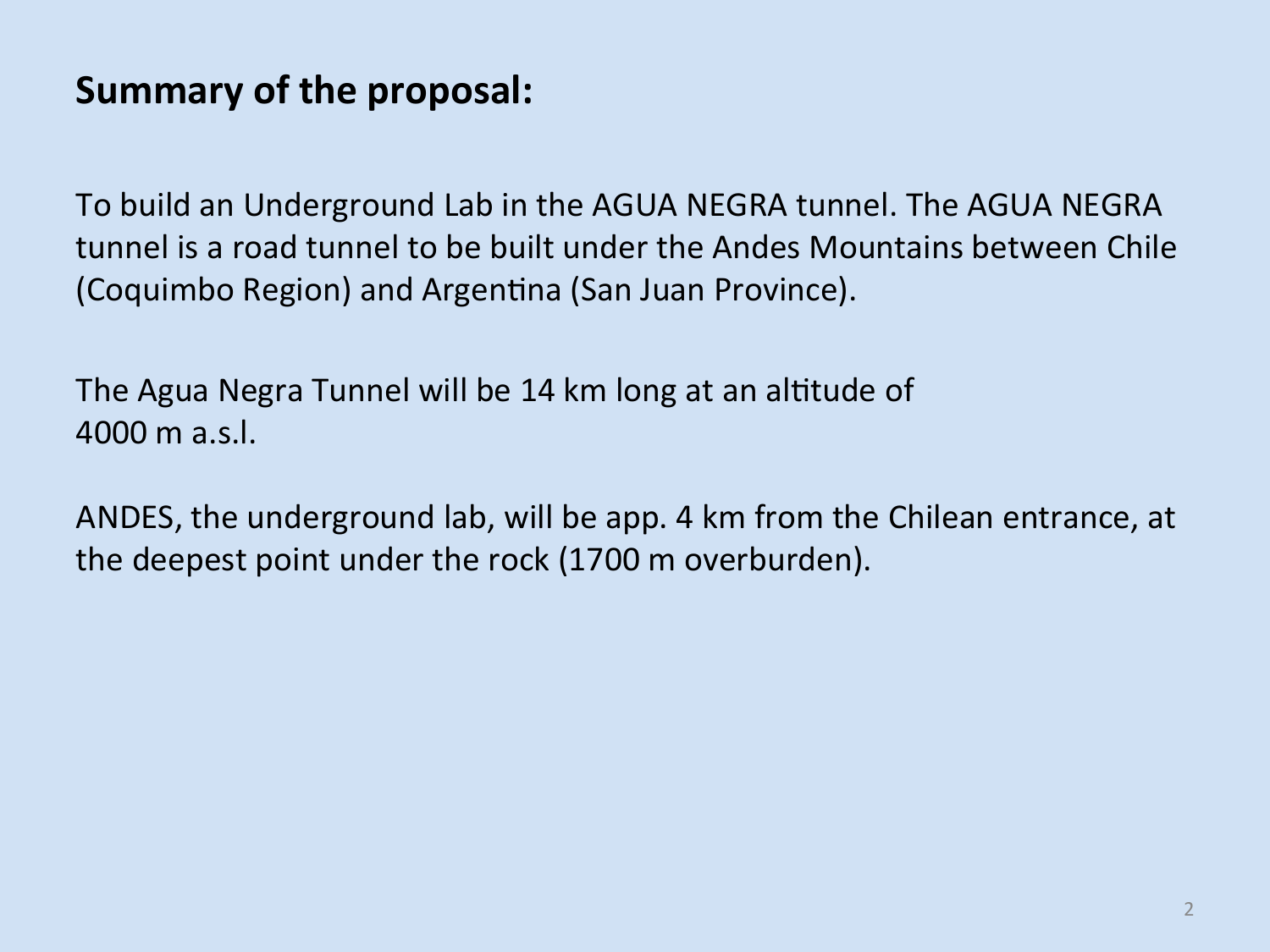## Summary of the proposal:

To build an Underground Lab in the AGUA NEGRA tunnel. The AGUA NEGRA tunnel is a road tunnel to be built under the Andes Mountains between Chile (Coquimbo Region) and Argentina (San Juan Province).

The Agua Negra Tunnel will be 14 km long at an altitude of 4000 m a.s.l.

ANDES, the underground lab, will be app. 4 km from the Chilean entrance, at the deepest point under the rock (1700 m overburden).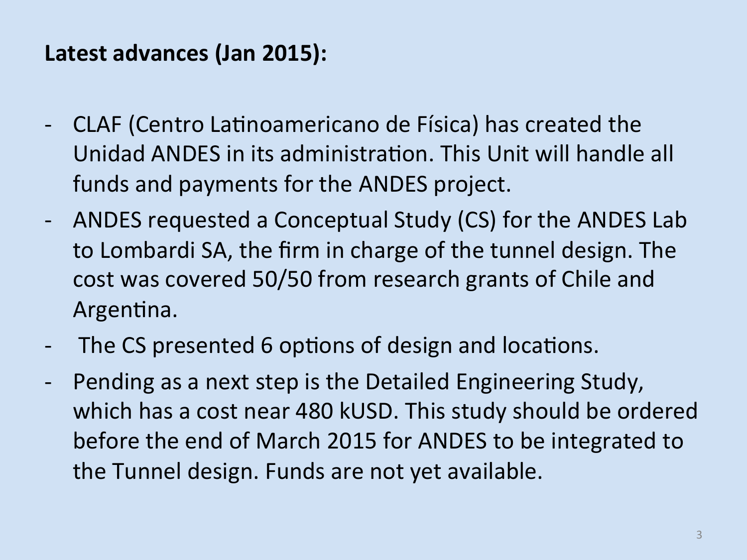**Latest advances (Jan 2015):**

- CLAF (Centro Latinoamericano de Física) has created the Unidad ANDES in its administration. This Unit will handle all funds and payments for the ANDES project.
- ANDES requested a Conceptual Study (CS) for the ANDES Lab to Lombardi SA, the firm in charge of the tunnel design. The cost was covered 50/50 from research grants of Chile and Argentina.
- The CS presented 6 options of design and locations.
- Pending as a next step is the Detailed Engineering Study, which has a cost near 480 kUSD. This study should be ordered before the end of March 2015 for ANDES to be integrated to the Tunnel design. Funds are not yet available.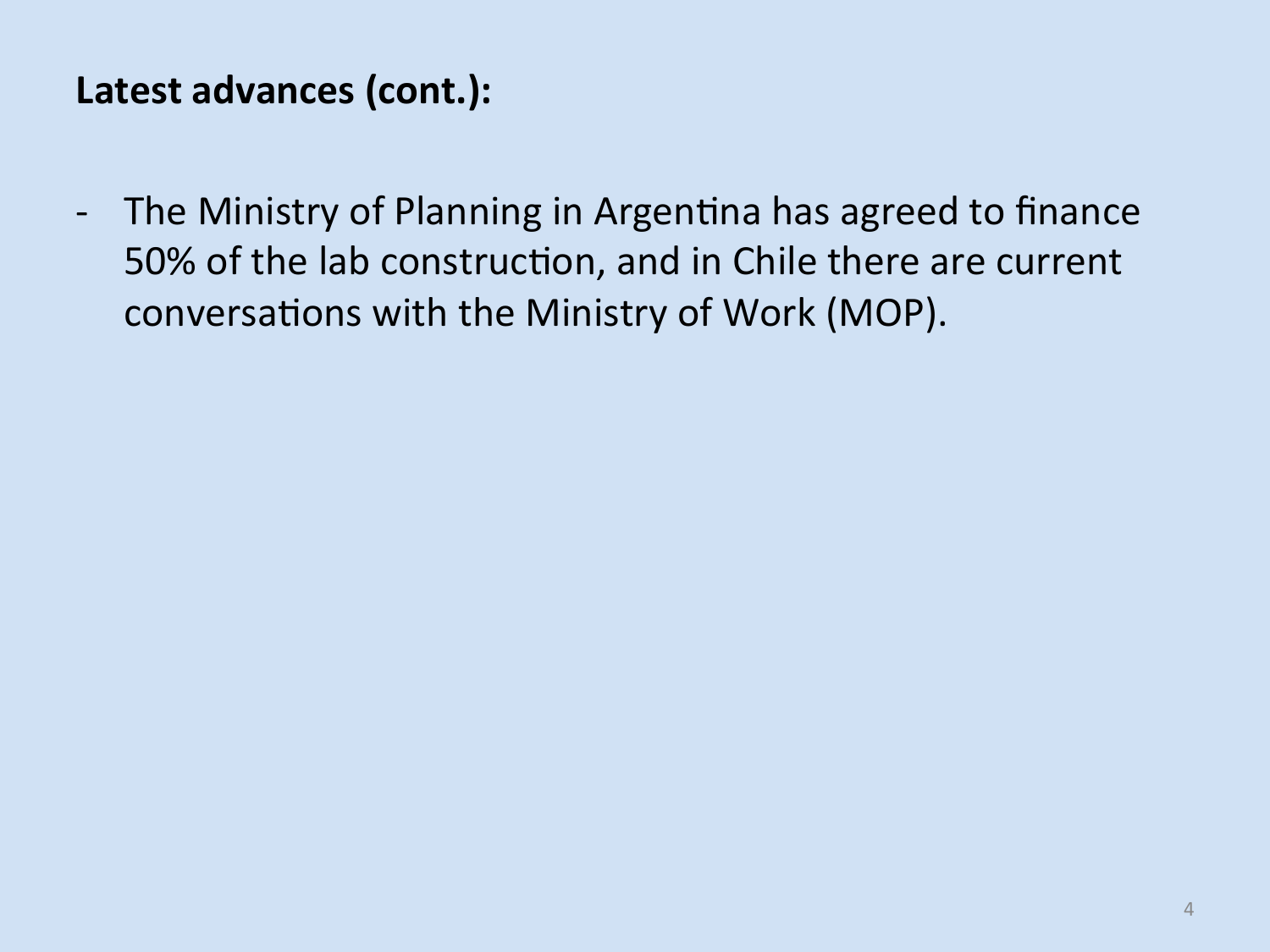**Latest advances (cont.):**

- The Ministry of Planning in Argentina has agreed to finance 50% of the lab construction, and in Chile there are current conversations with the Ministry of Work (MOP).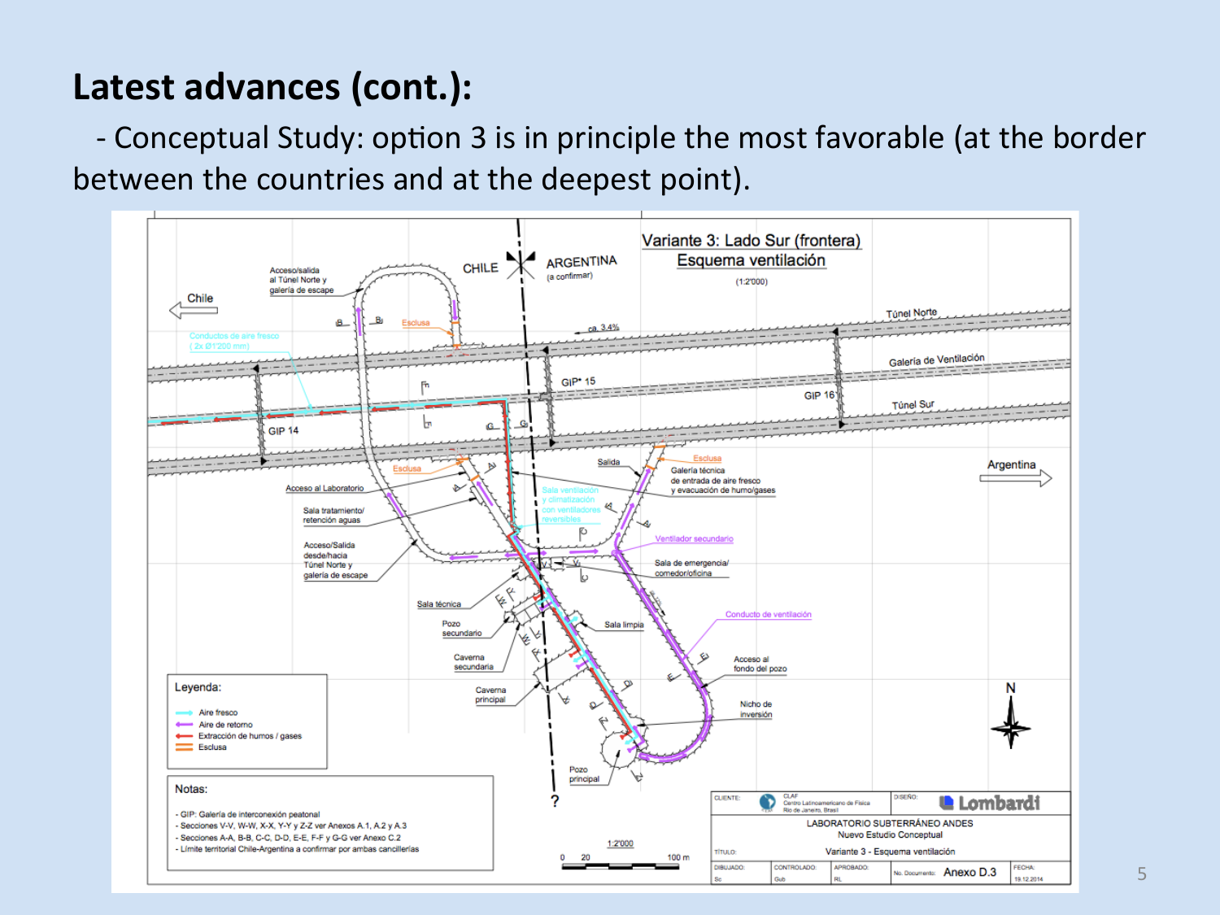## Latest advances (cont.):

- Conceptual Study: option 3 is in principle the most favorable (at the border between the countries and at the deepest point).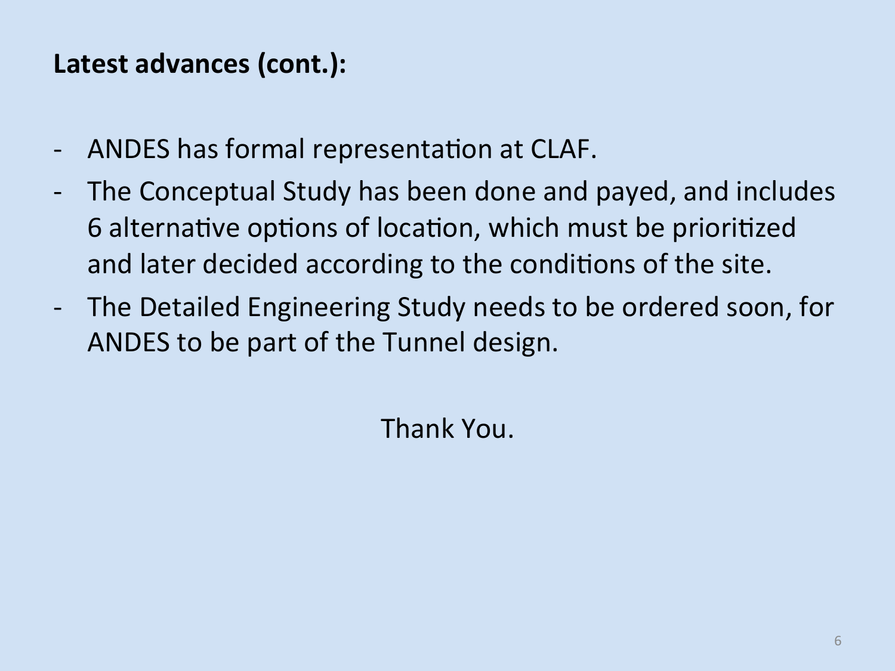**Latest advances (cont.):**

- ANDES has formal representation at CLAF.
- The Conceptual Study has been done and payed, and includes 6 alternative options of location, which must be prioritized and later decided according to the conditions of the site.
- The Detailed Engineering Study needs to be ordered soon, for ANDES to be part of the Tunnel design.

Thank You.